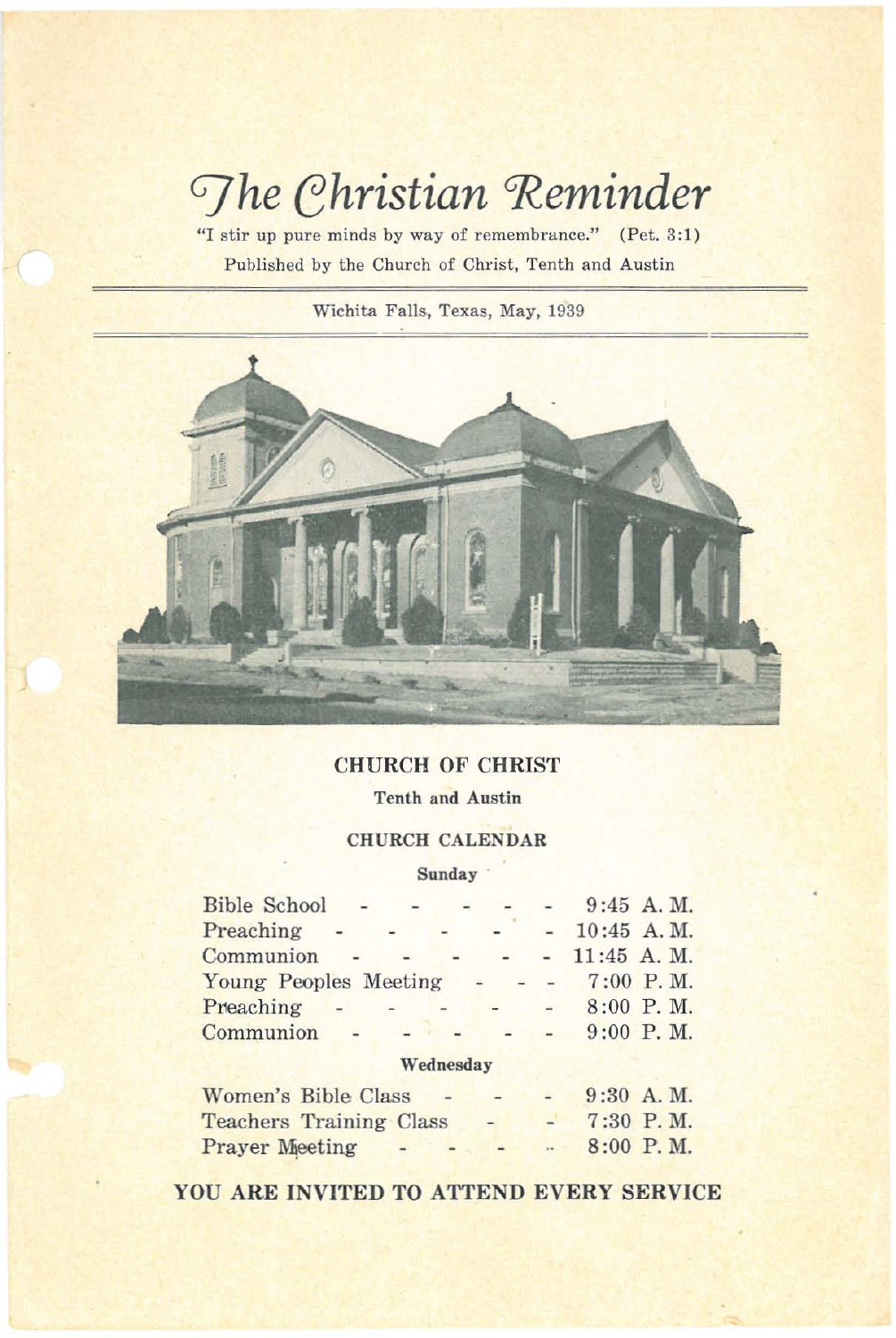# The Christian Reminder

"I stir up pure minds by way of remembrance." (Pet. 3:1)

Published by the Church of Christ, Tenth and Austin

Wichita Falls, Texas, May, 1939

## CHURCH OF CHRIST

**Tenth and Austin**

### CHURCH CALENDAR

**Sunday**

| | |
|---|---|
| Bible School | 9:45 A. M. |
| Preaching | 10:45 A. M. |
| Communion | 11:45 A. M. |
| Young Peoples Meeting | 7:00 P. M. |
| Preaching | 8:00 P. M. |
| Communion | 9:00 P. M. |

**Wednesday**

| | |
|---|---|
| Women's Bible Class | 9:30 A. M. |
| Teachers Training Class | 7:30 P. M. |
| Prayer Meeting | 8:00 P. M. |

**YOU ARE INVITED TO ATTEND EVERY SERVICE**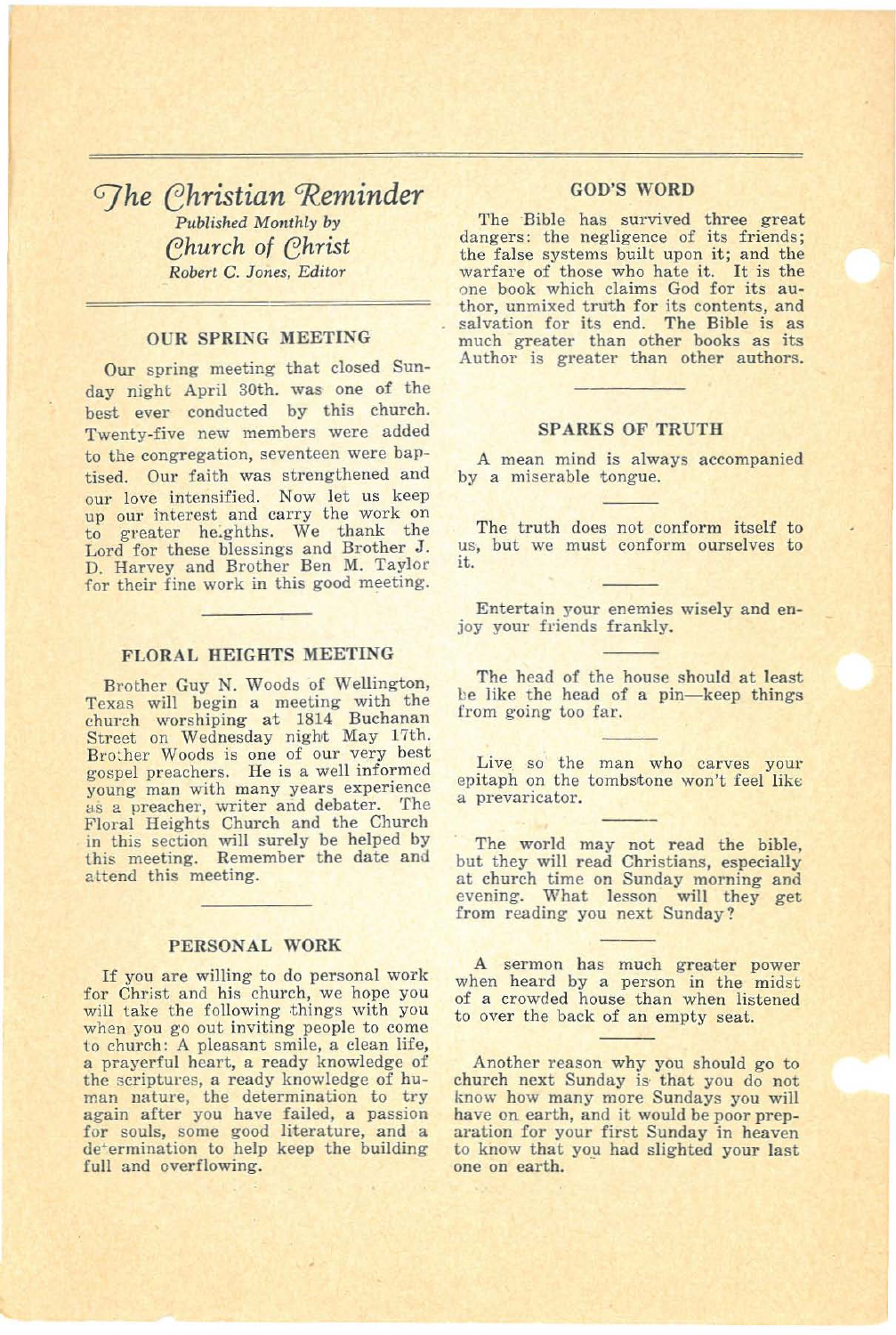# *The Christian Reminder*

*Published Monthly by*

*Church of Christ*

*Robert C. Jones, Editor*

## OUR SPRING MEETING

Our spring meeting that closed Sunday night April 30th. was one of the best ever conducted by this church. Twenty-five new members were added to the congregation, seventeen were baptised. Our faith was strengthened and our love intensified. Now let us keep up our interest and carry the work on to greater heighths. We thank the Lord for these blessings and Brother J. D. Harvey and Brother Ben M. Taylor for their fine work in this good meeting.

## FLORAL HEIGHTS MEETING

Brother Guy N. Woods of Wellington, Texas will begin a meeting with the church worshiping at 1814 Buchanan Street on Wednesday night May 17th. Brother Woods is one of our very best gospel preachers. He is a well informed young man with many years experience as a preacher, writer and debater. The Floral Heights Church and the Church in this section will surely be helped by this meeting. Remember the date and attend this meeting.

## PERSONAL WORK

If you are willing to do personal work for Christ and his church, we hope you will take the following things with you when you go out inviting people to come to church: A pleasant smile, a clean life, a prayerful heart, a ready knowledge of the scriptures, a ready knowledge of human nature, the determination to try again after you have failed, a passion for souls, some good literature, and a determination to help keep the building full and overflowing.

## GOD'S WORD

The Bible has survived three great dangers: the negligence of its friends; the false systems built upon it; and the warfare of those who hate it. It is the one book which claims God for its author, unmixed truth for its contents, and salvation for its end. The Bible is as much greater than other books as its Author is greater than other authors.

## SPARKS OF TRUTH

A mean mind is always accompanied by a miserable tongue.

---

The truth does not conform itself to us, but we must conform ourselves to it.

---

Entertain your enemies wisely and enjoy your friends frankly.

---

The head of the house should at least be like the head of a pin—keep things from going too far.

---

Live so the man who carves your epitaph on the tombstone won't feel like a prevaricator.

---

The world may not read the bible, but they will read Christians, especially at church time on Sunday morning and evening. What lesson will they get from reading you next Sunday?

---

A sermon has much greater power when heard by a person in the midst of a crowded house than when listened to over the back of an empty seat.

---

Another reason why you should go to church next Sunday is that you do not know how many more Sundays you will have on earth, and it would be poor preparation for your first Sunday in heaven to know that you had slighted your last one on earth.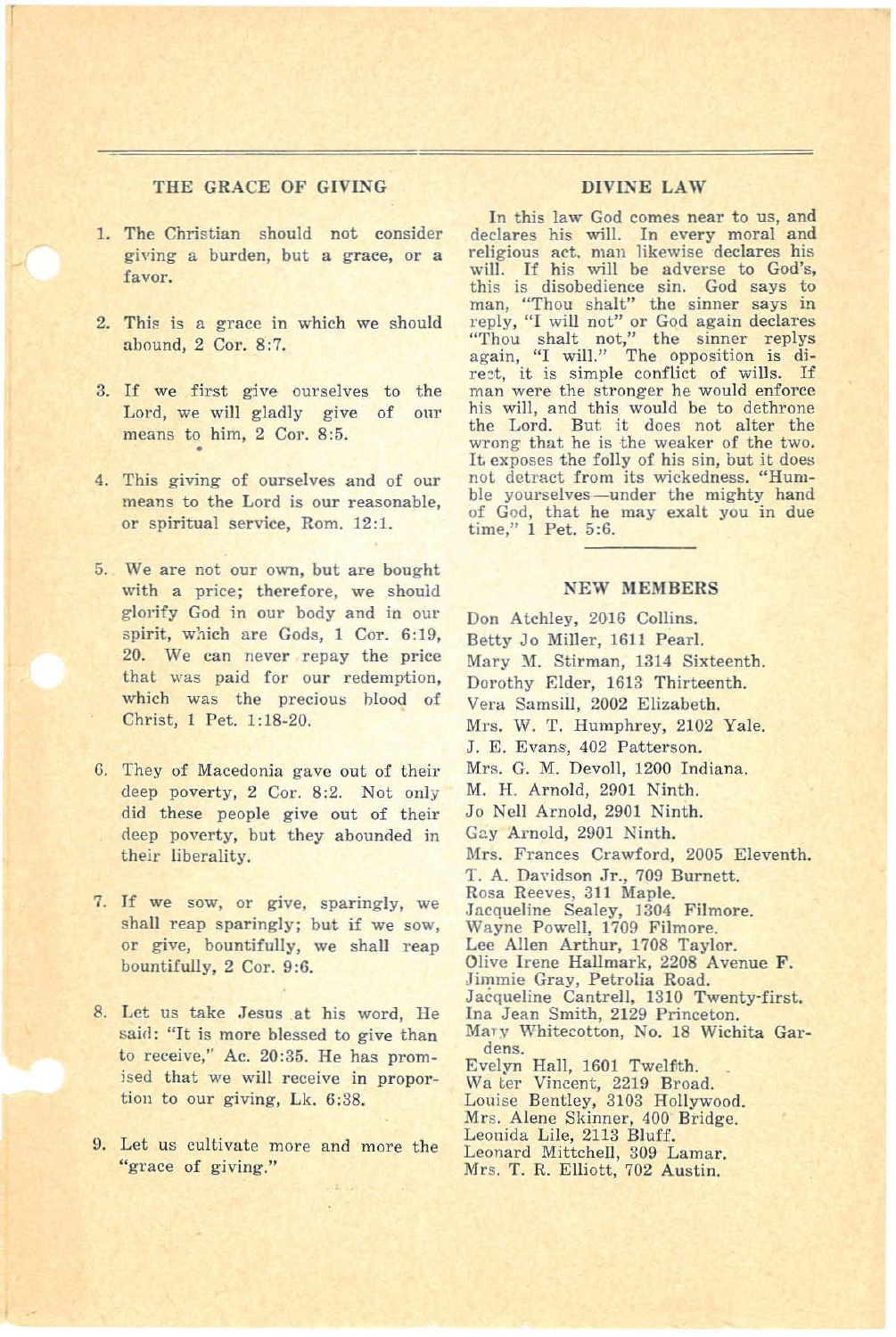## THE GRACE OF GIVING

1. The Christian should not consider giving a burden, but a grace, or a favor.

2. This is a grace in which we should abound, 2 Cor. 8:7.

3. If we first give ourselves to the Lord, we will gladly give of our means to him, 2 Cor. 8:5.

4. This giving of ourselves and of our means to the Lord is our reasonable, or spiritual service, Rom. 12:1.

5. We are not our own, but are bought with a price; therefore, we should glorify God in our body and in our spirit, which are Gods, 1 Cor. 6:19, 20. We can never repay the price that was paid for our redemption, which was the precious blood of Christ, 1 Pet. 1:18-20.

6. They of Macedonia gave out of their deep poverty, 2 Cor. 8:2. Not only did these people give out of their deep poverty, but they abounded in their liberality.

7. If we sow, or give, sparingly, we shall reap sparingly; but if we sow, or give, bountifully, we shall reap bountifully, 2 Cor. 9:6.

8. Let us take Jesus at his word, He said: "It is more blessed to give than to receive," Ac. 20:35. He has promised that we will receive in proportion to our giving, Lk. 6:38.

9. Let us cultivate more and more the "grace of giving."

## DIVINE LAW

In this law God comes near to us, and declares his will. In every moral and religious act, man likewise declares his will. If his will be adverse to God's, this is disobedience sin. God says to man, "Thou shalt" the sinner says in reply, "I will not" or God again declares "Thou shalt not," the sinner replys again, "I will." The opposition is direct, it is simple conflict of wills. If man were the stronger he would enforce his will, and this would be to dethrone the Lord. But it does not alter the wrong that he is the weaker of the two. It exposes the folly of his sin, but it does not detract from its wickedness. "Humble yourselves—under the mighty hand of God, that he may exalt you in due time," 1 Pet. 5:6.

## NEW MEMBERS

Don Atchley, 2016 Collins.
Betty Jo Miller, 1611 Pearl.
Mary M. Stirman, 1314 Sixteenth.
Dorothy Elder, 1613 Thirteenth.
Vera Samsill, 2002 Elizabeth.
Mrs. W. T. Humphrey, 2102 Yale.
J. E. Evans, 402 Patterson.
Mrs. G. M. Devoll, 1200 Indiana.
M. H. Arnold, 2901 Ninth.
Jo Nell Arnold, 2901 Ninth.
Gay Arnold, 2901 Ninth.
Mrs. Frances Crawford, 2005 Eleventh.
T. A. Davidson Jr., 709 Burnett.
Rosa Reeves, 311 Maple.
Jacqueline Sealey, 1304 Filmore.
Wayne Powell, 1709 Filmore.
Lee Allen Arthur, 1708 Taylor.
Olive Irene Hallmark, 2208 Avenue F.
Jimmie Gray, Petrolia Road.
Jacqueline Cantrell, 1310 Twenty-first.
Ina Jean Smith, 2129 Princeton.
Mary Whitecotton, No. 18 Wichita Gardens.
Evelyn Hall, 1601 Twelfth.
Walter Vincent, 2219 Broad.
Louise Bentley, 3103 Hollywood.
Mrs. Alene Skinner, 400 Bridge.
Leonida Lile, 2113 Bluff.
Leonard Mittchell, 309 Lamar.
Mrs. T. R. Elliott, 702 Austin.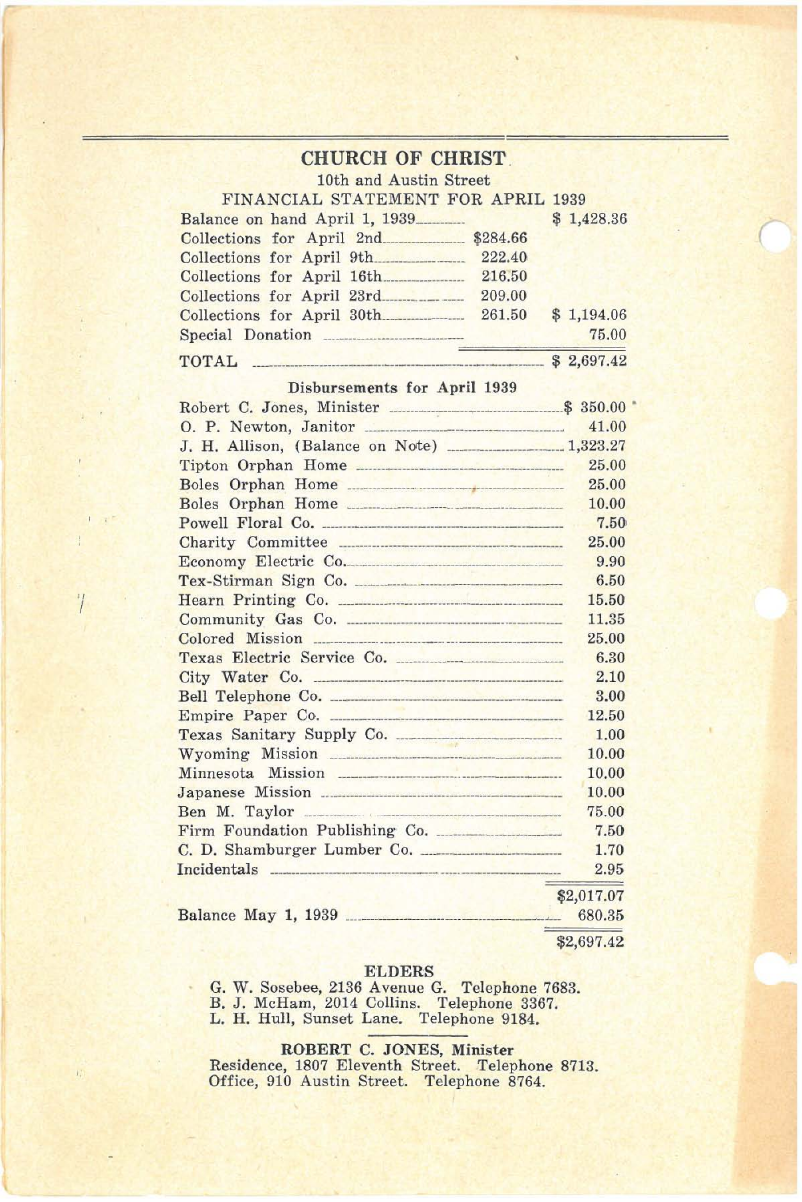# CHURCH OF CHRIST

10th and Austin Street

## FINANCIAL STATEMENT FOR APRIL 1939

| | | |
|---|---|---|
| Balance on hand April 1, 1939 | | $ 1,428.36 |
| Collections for April 2nd | $284.66 | |
| Collections for April 9th | 222.40 | |
| Collections for April 16th | 216.50 | |
| Collections for April 23rd | 209.00 | |
| Collections for April 30th | 261.50 | $ 1,194.06 |
| Special Donation | | 75.00 |
| TOTAL | | $ 2,697.42 |

### Disbursements for April 1939

| | |
|---|---|
| Robert C. Jones, Minister | $ 350.00 |
| O. P. Newton, Janitor | 41.00 |
| J. H. Allison, (Balance on Note) | 1,323.27 |
| Tipton Orphan Home | 25.00 |
| Boles Orphan Home | 25.00 |
| Boles Orphan Home | 10.00 |
| Powell Floral Co. | 7.50 |
| Charity Committee | 25.00 |
| Economy Electric Co. | 9.90 |
| Tex-Stirman Sign Co. | 6.50 |
| Hearn Printing Co. | 15.50 |
| Community Gas Co. | 11.35 |
| Colored Mission | 25.00 |
| Texas Electric Service Co. | 6.30 |
| City Water Co. | 2.10 |
| Bell Telephone Co. | 3.00 |
| Empire Paper Co. | 12.50 |
| Texas Sanitary Supply Co. | 1.00 |
| Wyoming Mission | 10.00 |
| Minnesota Mission | 10.00 |
| Japanese Mission | 10.00 |
| Ben M. Taylor | 75.00 |
| Firm Foundation Publishing Co. | 7.50 |
| C. D. Shamburger Lumber Co. | 1.70 |
| Incidentals | 2.95 |
| | $2,017.07 |
| Balance May 1, 1939 | 680.35 |
| | $2,697.42 |

### ELDERS

G. W. Sosebee, 2136 Avenue G. Telephone 7683.
B. J. McHam, 2014 Collins. Telephone 3367.
L. H. Hull, Sunset Lane. Telephone 9184.

---

**ROBERT C. JONES, Minister**

Residence, 1807 Eleventh Street. Telephone 8713.
Office, 910 Austin Street. Telephone 8764.